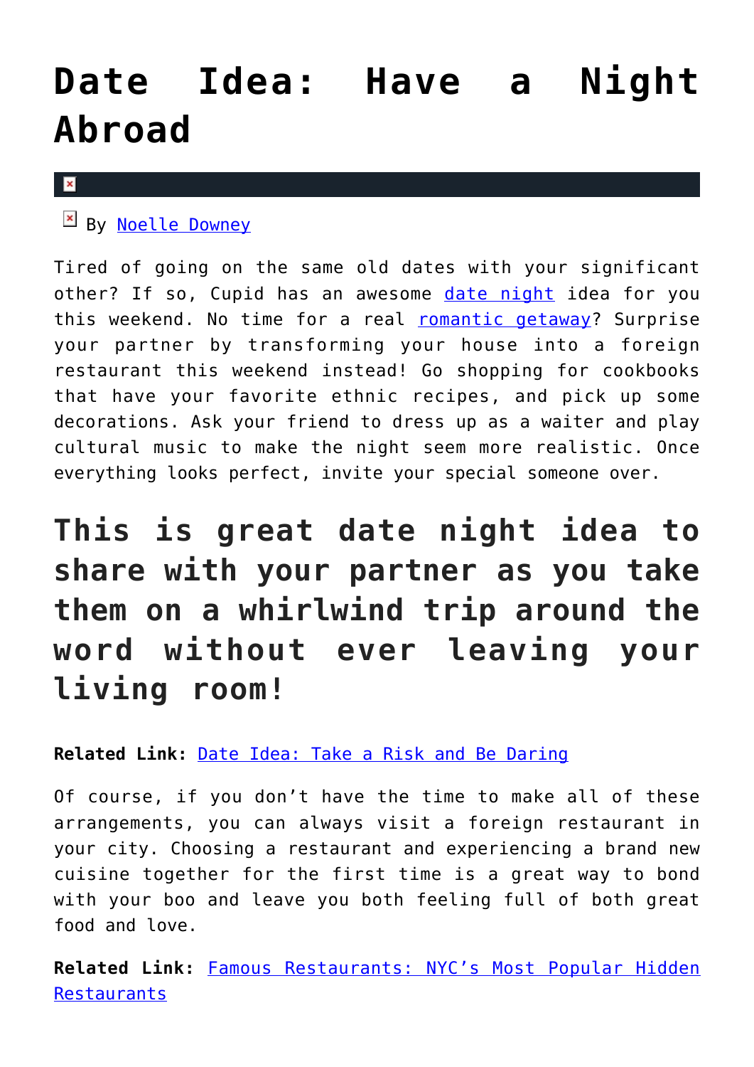# Date Idea: Have a Night Abroad

By Noelle Downey

Tired of going on the same old dates with your significant other? If so, Cupid has an awesome date night idea for you this weekend. No time for a real romantic getaway? Surprise your partner by transforming your house into a foreign restaurant this weekend instead! Go shopping for cookbooks that have your favorite ethnic recipes, and pick up some decorations. Ask your friend to dress up as a waiter and play cultural music to make the night seem more realistic. Once everything looks perfect, invite your special someone over.

## This is great date night idea to share with your partner as you take them on a whirlwind trip around the word without ever leaving your living room!

**Related Link:** Date Idea: Take a Risk and Be Daring

Of course, if you don't have the time to make all of these arrangements, you can always visit a foreign restaurant in your city. Choosing a restaurant and experiencing a brand new cuisine together for the first time is a great way to bond with your boo and leave you both feeling full of both great food and love.

**Related Link:** Famous Restaurants: NYC's Most Popular Hidden Restaurants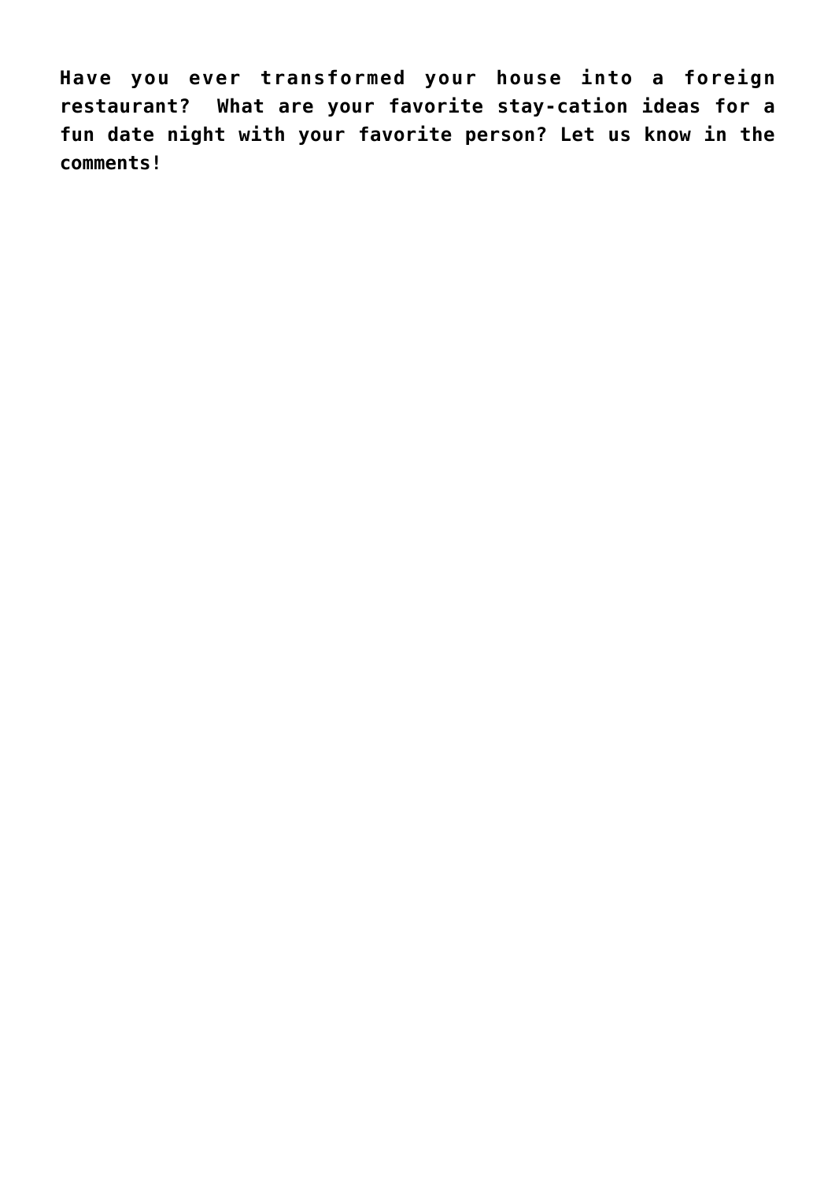**Have you ever transformed your house into a foreign restaurant?  What are your favorite stay-cation ideas for a fun date night with your favorite person? Let us know in the comments!**